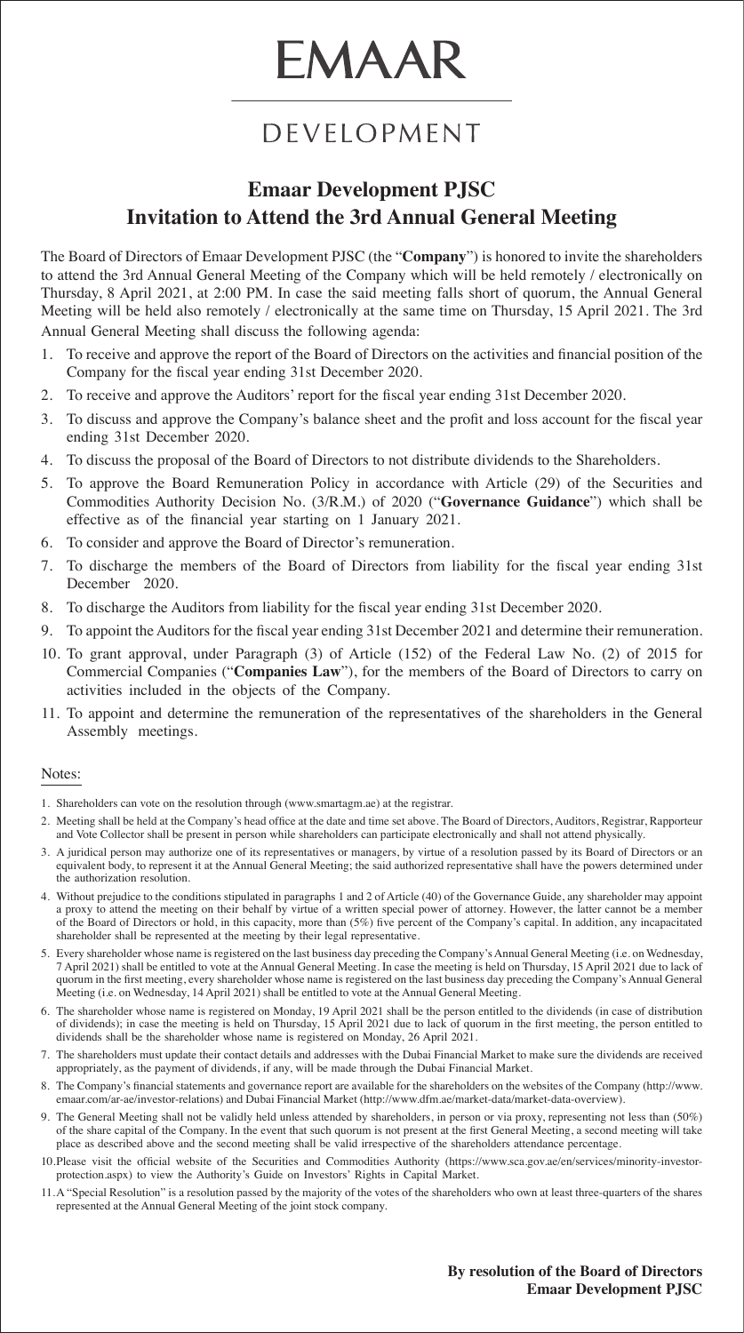# EMAAR

DEVELOPMENT

## Emaar Development PJSC
## Invitation to Attend the 3rd Annual General Meeting

The Board of Directors of Emaar Development PJSC (the "**Company**") is honored to invite the shareholders to attend the 3rd Annual General Meeting of the Company which will be held remotely / electronically on Thursday, 8 April 2021, at 2:00 PM. In case the said meeting falls short of quorum, the Annual General Meeting will be held also remotely / electronically at the same time on Thursday, 15 April 2021. The 3rd Annual General Meeting shall discuss the following agenda:

1. To receive and approve the report of the Board of Directors on the activities and financial position of the Company for the fiscal year ending 31st December 2020.
2. To receive and approve the Auditors' report for the fiscal year ending 31st December 2020.
3. To discuss and approve the Company's balance sheet and the profit and loss account for the fiscal year ending 31st December 2020.
4. To discuss the proposal of the Board of Directors to not distribute dividends to the Shareholders.
5. To approve the Board Remuneration Policy in accordance with Article (29) of the Securities and Commodities Authority Decision No. (3/R.M.) of 2020 ("**Governance Guidance**") which shall be effective as of the financial year starting on 1 January 2021.
6. To consider and approve the Board of Director's remuneration.
7. To discharge the members of the Board of Directors from liability for the fiscal year ending 31st December 2020.
8. To discharge the Auditors from liability for the fiscal year ending 31st December 2020.
9. To appoint the Auditors for the fiscal year ending 31st December 2021 and determine their remuneration.
10. To grant approval, under Paragraph (3) of Article (152) of the Federal Law No. (2) of 2015 for Commercial Companies ("**Companies Law**"), for the members of the Board of Directors to carry on activities included in the objects of the Company.
11. To appoint and determine the remuneration of the representatives of the shareholders in the General Assembly meetings.

Notes:

1. Shareholders can vote on the resolution through (www.smartagm.ae) at the registrar.
2. Meeting shall be held at the Company's head office at the date and time set above. The Board of Directors, Auditors, Registrar, Rapporteur and Vote Collector shall be present in person while shareholders can participate electronically and shall not attend physically.
3. A juridical person may authorize one of its representatives or managers, by virtue of a resolution passed by its Board of Directors or an equivalent body, to represent it at the Annual General Meeting; the said authorized representative shall have the powers determined under the authorization resolution.
4. Without prejudice to the conditions stipulated in paragraphs 1 and 2 of Article (40) of the Governance Guide, any shareholder may appoint a proxy to attend the meeting on their behalf by virtue of a written special power of attorney. However, the latter cannot be a member of the Board of Directors or hold, in this capacity, more than (5%) five percent of the Company's capital. In addition, any incapacitated shareholder shall be represented at the meeting by their legal representative.
5. Every shareholder whose name is registered on the last business day preceding the Company's Annual General Meeting (i.e. on Wednesday, 7 April 2021) shall be entitled to vote at the Annual General Meeting. In case the meeting is held on Thursday, 15 April 2021 due to lack of quorum in the first meeting, every shareholder whose name is registered on the last business day preceding the Company's Annual General Meeting (i.e. on Wednesday, 14 April 2021) shall be entitled to vote at the Annual General Meeting.
6. The shareholder whose name is registered on Monday, 19 April 2021 shall be the person entitled to the dividends (in case of distribution of dividends); in case the meeting is held on Thursday, 15 April 2021 due to lack of quorum in the first meeting, the person entitled to dividends shall be the shareholder whose name is registered on Monday, 26 April 2021.
7. The shareholders must update their contact details and addresses with the Dubai Financial Market to make sure the dividends are received appropriately, as the payment of dividends, if any, will be made through the Dubai Financial Market.
8. The Company's financial statements and governance report are available for the shareholders on the websites of the Company (http://www.emaar.com/ar-ae/investor-relations) and Dubai Financial Market (http://www.dfm.ae/market-data/market-data-overview).
9. The General Meeting shall not be validly held unless attended by shareholders, in person or via proxy, representing not less than (50%) of the share capital of the Company. In the event that such quorum is not present at the first General Meeting, a second meeting will take place as described above and the second meeting shall be valid irrespective of the shareholders attendance percentage.
10. Please visit the official website of the Securities and Commodities Authority (https://www.sca.gov.ae/en/services/minority-investor-protection.aspx) to view the Authority's Guide on Investors' Rights in Capital Market.
11. A "Special Resolution" is a resolution passed by the majority of the votes of the shareholders who own at least three-quarters of the shares represented at the Annual General Meeting of the joint stock company.

**By resolution of the Board of Directors**
**Emaar Development PJSC**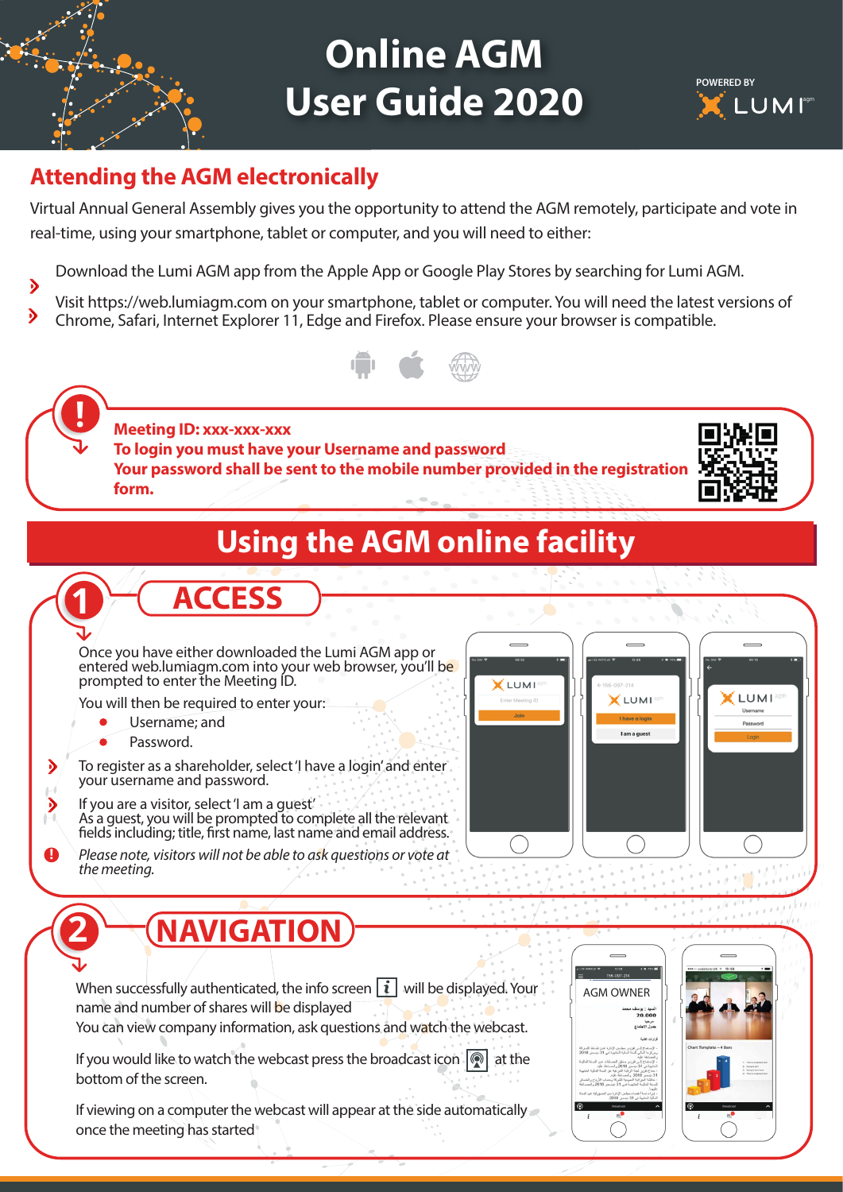# Online AGM User Guide 2020

POWERED BY LUMI

## Attending the AGM electronically

Virtual Annual General Assembly gives you the opportunity to attend the AGM remotely, participate and vote in real-time, using your smartphone, tablet or computer, and you will need to either:

- Download the Lumi AGM app from the Apple App or Google Play Stores by searching for Lumi AGM.
- Visit https://web.lumiagm.com on your smartphone, tablet or computer. You will need the latest versions of Chrome, Safari, Internet Explorer 11, Edge and Firefox. Please ensure your browser is compatible.

**Meeting ID: xxx-xxx-xxx**
**To login you must have your Username and password**
**Your password shall be sent to the mobile number provided in the registration form.**

## Using the AGM online facility

### 1 ACCESS

Once you have either downloaded the Lumi AGM app or entered web.lumiagm.com into your web browser, you'll be prompted to enter the Meeting ID.

You will then be required to enter your:

- Username; and
- Password.

- To register as a shareholder, select 'I have a login' and enter your username and password.
- If you are a visitor, select 'I am a guest'
  As a guest, you will be prompted to complete all the relevant fields including; title, first name, last name and email address.

*Please note, visitors will not be able to ask questions or vote at the meeting.*

### 2 NAVIGATION

When successfully authenticated, the info screen will be displayed. Your name and number of shares will be displayed
You can view company information, ask questions and watch the webcast.

If you would like to watch the webcast press the broadcast icon at the bottom of the screen.

If viewing on a computer the webcast will appear at the side automatically once the meeting has started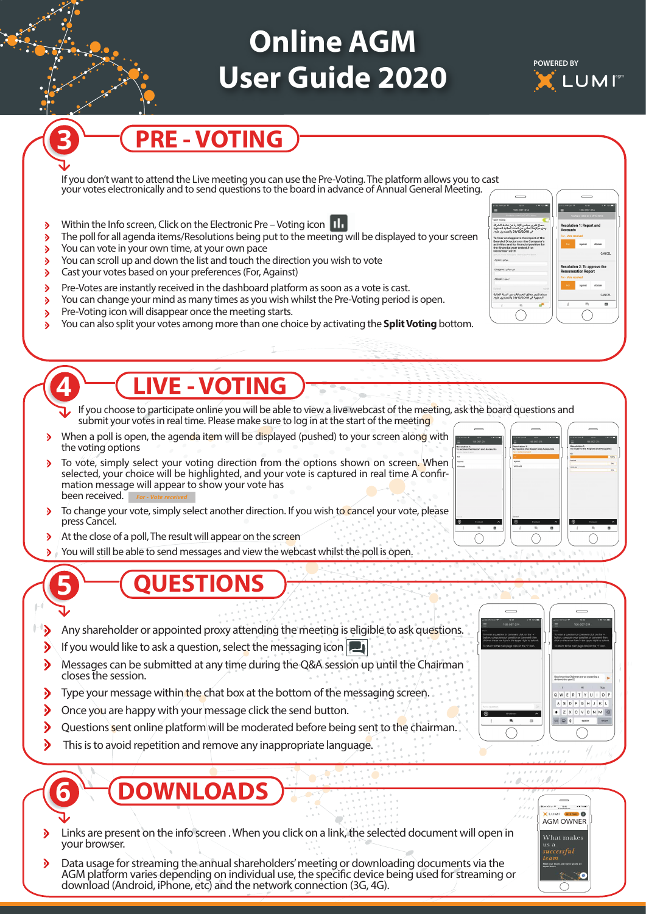# Online AGM User Guide 2020

POWERED BY LUMI

## 3 PRE - VOTING

If you don't want to attend the Live meeting you can use the Pre-Voting. The platform allows you to cast your votes electronically and to send questions to the board in advance of Annual General Meeting.

- Within the Info screen, Click on the Electronic Pre – Voting icon
- The poll for all agenda items/Resolutions being put to the meeting will be displayed to your screen
- You can vote in your own time, at your own pace
- You can scroll up and down the list and touch the direction you wish to vote
- Cast your votes based on your preferences (For, Against)
- Pre-Votes are instantly received in the dashboard platform as soon as a vote is cast.
- You can change your mind as many times as you wish whilst the Pre-Voting period is open.
- Pre-Voting icon will disappear once the meeting starts.
- You can also split your votes among more than one choice by activating the **Split Voting** bottom.

## 4 LIVE - VOTING

If you choose to participate online you will be able to view a live webcast of the meeting, ask the board questions and submit your votes in real time. Please make sure to log in at the start of the meeting

- When a poll is open, the agenda item will be displayed (pushed) to your screen along with the voting options
- To vote, simply select your voting direction from the options shown on screen. When selected, your choice will be highlighted, and your vote is captured in real time A confirmation message will appear to show your vote has been received. *For - Vote received*
- To change your vote, simply select another direction. If you wish to cancel your vote, please press Cancel.
- At the close of a poll, The result will appear on the screen
- You will still be able to send messages and view the webcast whilst the poll is open.

## 5 QUESTIONS

- Any shareholder or appointed proxy attending the meeting is eligible to ask questions.
- If you would like to ask a question, select the messaging icon
- Messages can be submitted at any time during the Q&A session up until the Chairman closes the session.
- Type your message within the chat box at the bottom of the messaging screen.
- Once you are happy with your message click the send button.
- Questions sent online platform will be moderated before being sent to the chairman.
- This is to avoid repetition and remove any inappropriate language.

## 6 DOWNLOADS

- Links are present on the info screen . When you click on a link, the selected document will open in your browser.
- Data usage for streaming the annual shareholders' meeting or downloading documents via the AGM platform varies depending on individual use, the specific device being used for streaming or download (Android, iPhone, etc) and the network connection (3G, 4G).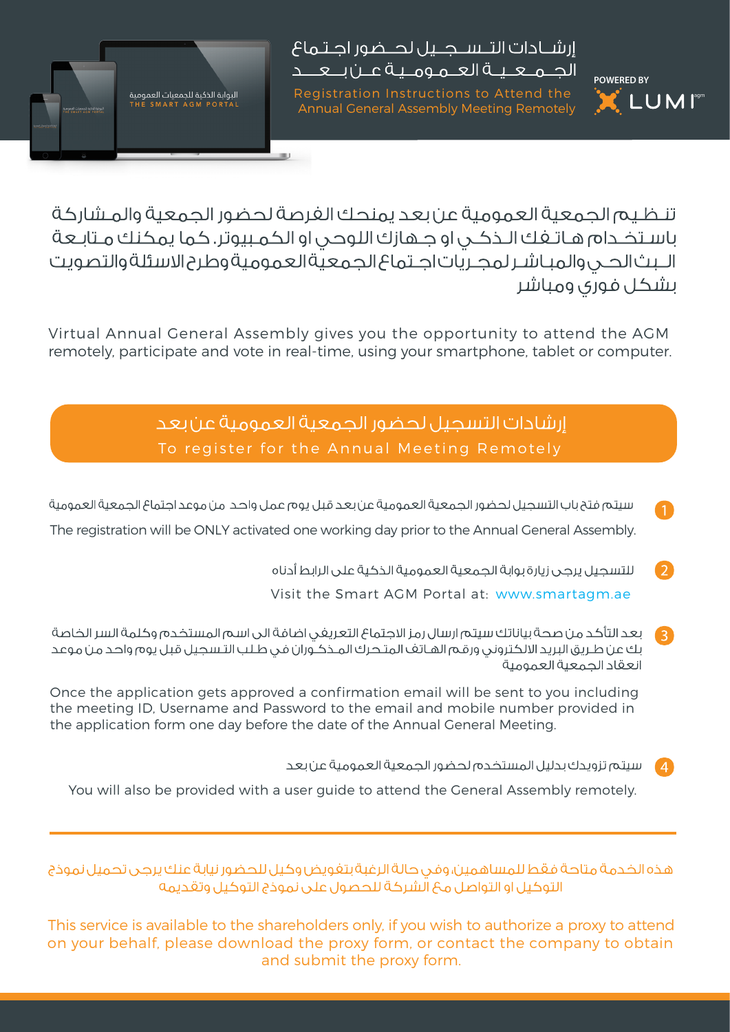# إرشادات التسجيل لحضور اجتماع الجمعية العمومية عن بعد

## Registration Instructions to Attend the Annual General Assembly Meeting Remotely

POWERED BY LUMI agm

البوابة الذكية للجمعيات العمومية
THE SMART AGM PORTAL

تنظيم الجمعية العمومية عن بعد يمنحك الفرصة لحضور الجمعية والمشاركة باستخدام هاتفك الذكي او جهازك اللوحي او الكمبيوتر. كما يمكنك متابعة البث الحي والمباشر لمجريات اجتماع الجمعية العمومية وطرح الاسئلة والتصويت بشكل فوري ومباشر

Virtual Annual General Assembly gives you the opportunity to attend the AGM remotely, participate and vote in real-time, using your smartphone, tablet or computer.

## إرشادات التسجيل لحضور الجمعية العمومية عن بعد
## To register for the Annual Meeting Remotely

1. سيتم فتح باب التسجيل لحضور الجمعية العمومية عن بعد قبل يوم عمل واحد من موعد اجتماع الجمعية العمومية

   The registration will be ONLY activated one working day prior to the Annual General Assembly.

2. للتسجيل يرجى زيارة بوابة الجمعية العمومية الذكية على الرابط أدناه

   Visit the Smart AGM Portal at: www.smartagm.ae

3. بعد التأكد من صحة بياناتك سيتم ارسال رمز الاجتماع التعريفي اضافة الى اسم المستخدم وكلمة السر الخاصة بك عن طريق البريد الالكتروني ورقم الهاتف المتحرك المذكوران في طلب التسجيل قبل يوم واحد من موعد انعقاد الجمعية العمومية

   Once the application gets approved a confirmation email will be sent to you including the meeting ID, Username and Password to the email and mobile number provided in the application form one day before the date of the Annual General Meeting.

4. سيتم تزويدك بدليل المستخدم لحضور الجمعية العمومية عن بعد

   You will also be provided with a user guide to attend the General Assembly remotely.

---

هذه الخدمة متاحة فقط للمساهمين، وفي حالة الرغبة بتفويض وكيل للحضور نيابة عنك يرجى تحميل نموذج التوكيل او التواصل مع الشركة للحصول على نموذج التوكيل وتقديمه

This service is available to the shareholders only, if you wish to authorize a proxy to attend on your behalf, please download the proxy form, or contact the company to obtain and submit the proxy form.